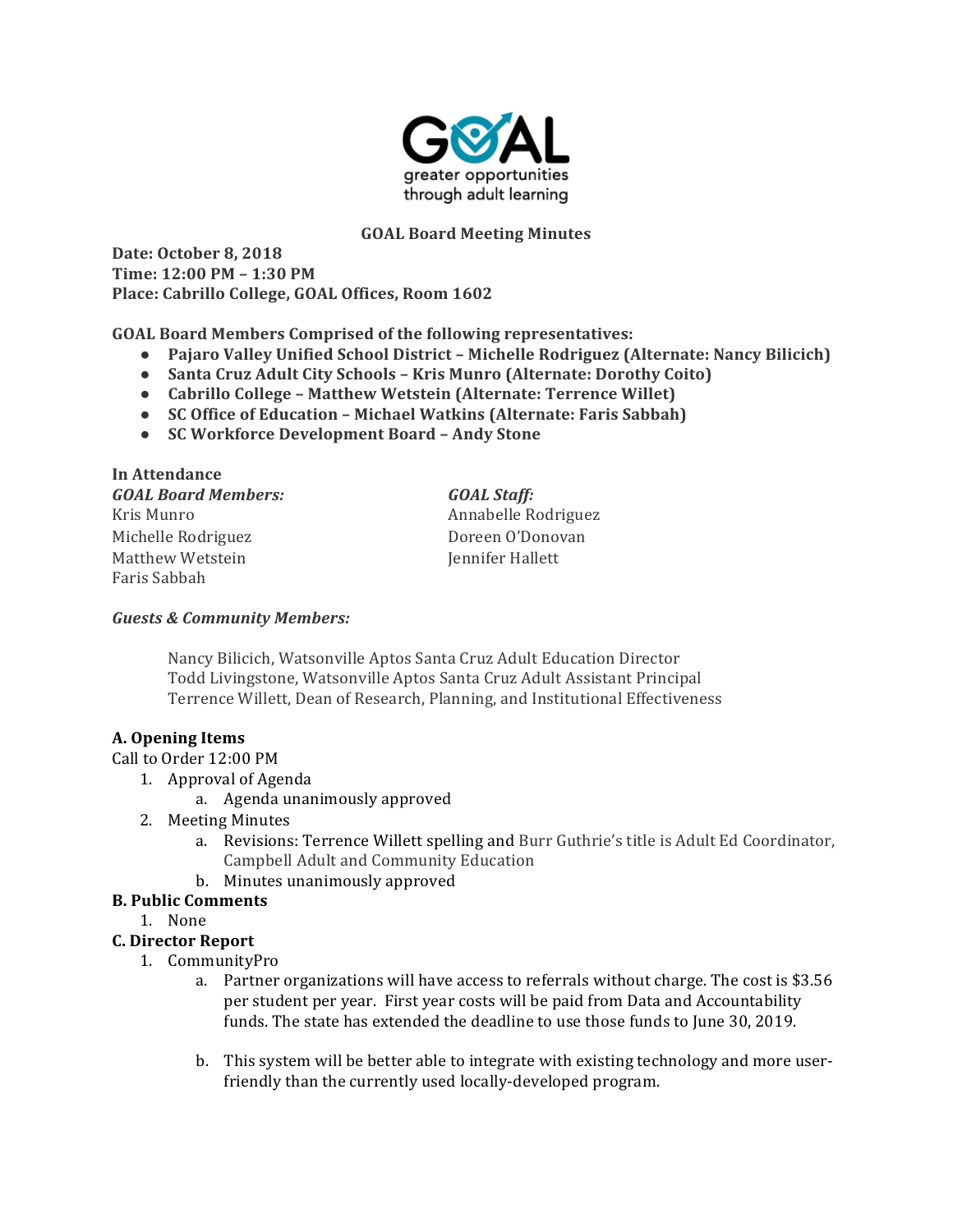**GOAL Board Meeting Minutes**

**Date: October 8, 2018**
**Time: 12:00 PM – 1:30 PM**
**Place: Cabrillo College, GOAL Offices, Room 1602**

**GOAL Board Members Comprised of the following representatives:**

- **Pajaro Valley Unified School District – Michelle Rodriguez (Alternate: Nancy Bilicich)**
- **Santa Cruz Adult City Schools – Kris Munro (Alternate: Dorothy Coito)**
- **Cabrillo College – Matthew Wetstein (Alternate: Terrence Willet)**
- **SC Office of Education – Michael Watkins (Alternate: Faris Sabbah)**
- **SC Workforce Development Board – Andy Stone**

**In Attendance**

***GOAL Board Members:***
Kris Munro
Michelle Rodriguez
Matthew Wetstein
Faris Sabbah

***GOAL Staff:***
Annabelle Rodriguez
Doreen O'Donovan
Jennifer Hallett

***Guests & Community Members:***

Nancy Bilicich, Watsonville Aptos Santa Cruz Adult Education Director
Todd Livingstone, Watsonville Aptos Santa Cruz Adult Assistant Principal
Terrence Willett, Dean of Research, Planning, and Institutional Effectiveness

**A. Opening Items**

Call to Order 12:00 PM

1. Approval of Agenda
   a. Agenda unanimously approved
2. Meeting Minutes
   a. Revisions: Terrence Willett spelling and Burr Guthrie's title is Adult Ed Coordinator, Campbell Adult and Community Education
   b. Minutes unanimously approved

**B. Public Comments**

1. None

**C. Director Report**

1. CommunityPro
   a. Partner organizations will have access to referrals without charge. The cost is $3.56 per student per year. First year costs will be paid from Data and Accountability funds. The state has extended the deadline to use those funds to June 30, 2019.

   b. This system will be better able to integrate with existing technology and more user-friendly than the currently used locally-developed program.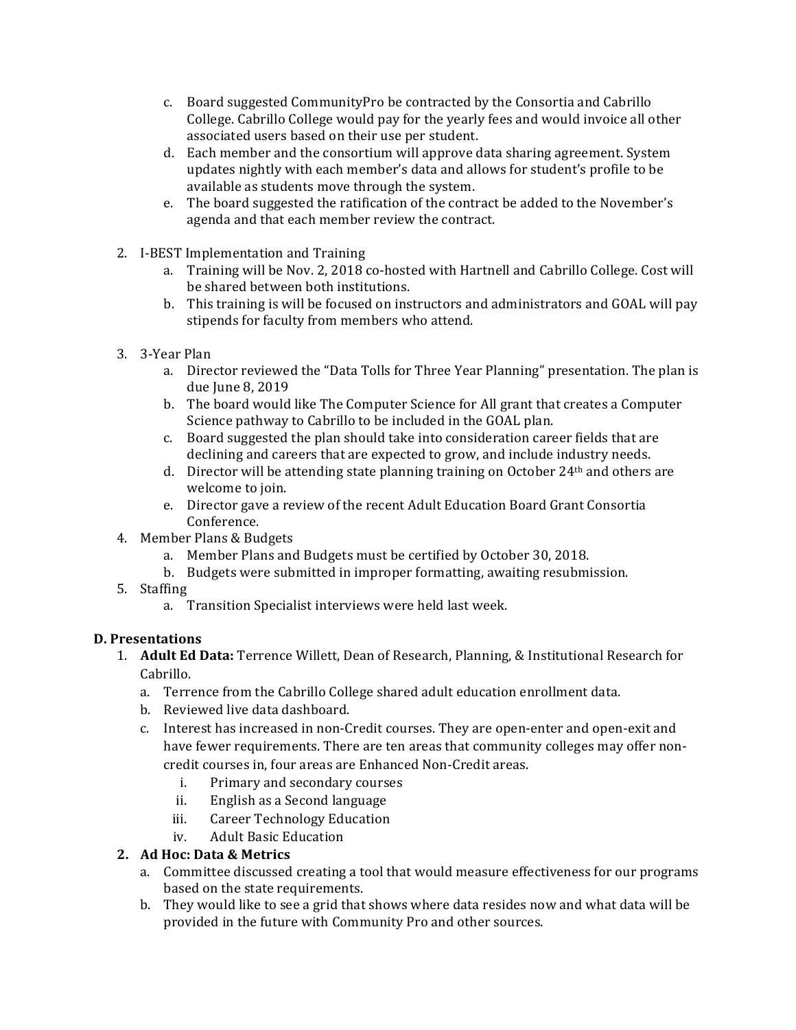c. Board suggested CommunityPro be contracted by the Consortia and Cabrillo College. Cabrillo College would pay for the yearly fees and would invoice all other associated users based on their use per student.
d. Each member and the consortium will approve data sharing agreement. System updates nightly with each member's data and allows for student's profile to be available as students move through the system.
e. The board suggested the ratification of the contract be added to the November's agenda and that each member review the contract.

2. I-BEST Implementation and Training
   a. Training will be Nov. 2, 2018 co-hosted with Hartnell and Cabrillo College. Cost will be shared between both institutions.
   b. This training is will be focused on instructors and administrators and GOAL will pay stipends for faculty from members who attend.

3. 3-Year Plan
   a. Director reviewed the "Data Tolls for Three Year Planning" presentation. The plan is due June 8, 2019
   b. The board would like The Computer Science for All grant that creates a Computer Science pathway to Cabrillo to be included in the GOAL plan.
   c. Board suggested the plan should take into consideration career fields that are declining and careers that are expected to grow, and include industry needs.
   d. Director will be attending state planning training on October 24th and others are welcome to join.
   e. Director gave a review of the recent Adult Education Board Grant Consortia Conference.
4. Member Plans & Budgets
   a. Member Plans and Budgets must be certified by October 30, 2018.
   b. Budgets were submitted in improper formatting, awaiting resubmission.
5. Staffing
   a. Transition Specialist interviews were held last week.

**D. Presentations**

1. **Adult Ed Data:** Terrence Willett, Dean of Research, Planning, & Institutional Research for Cabrillo.
   a. Terrence from the Cabrillo College shared adult education enrollment data.
   b. Reviewed live data dashboard.
   c. Interest has increased in non-Credit courses. They are open-enter and open-exit and have fewer requirements. There are ten areas that community colleges may offer non-credit courses in, four areas are Enhanced Non-Credit areas.
      i. Primary and secondary courses
      ii. English as a Second language
      iii. Career Technology Education
      iv. Adult Basic Education
2. **Ad Hoc: Data & Metrics**
   a. Committee discussed creating a tool that would measure effectiveness for our programs based on the state requirements.
   b. They would like to see a grid that shows where data resides now and what data will be provided in the future with Community Pro and other sources.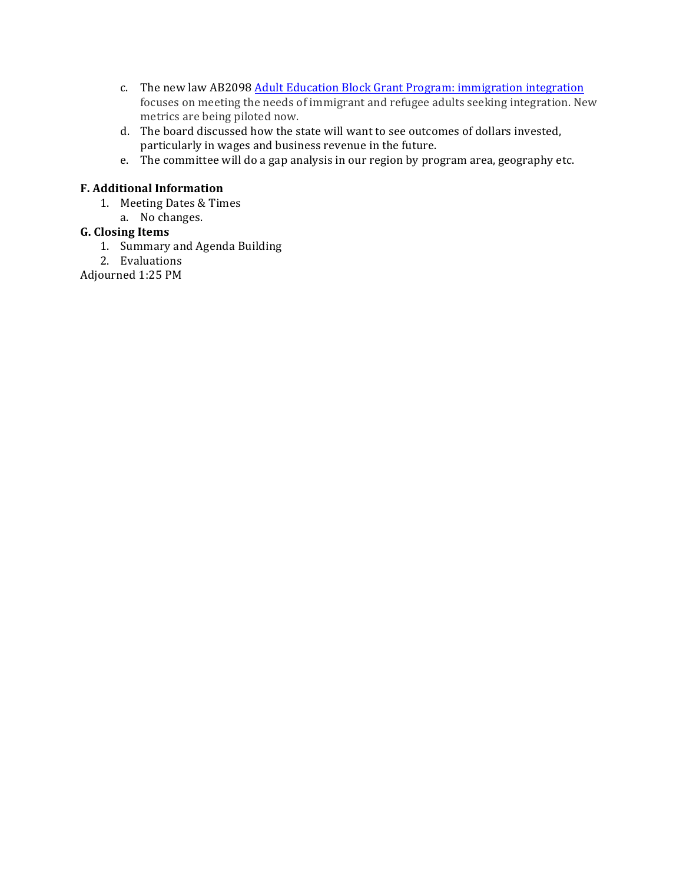c. The new law AB2098 Adult Education Block Grant Program: immigration integration focuses on meeting the needs of immigrant and refugee adults seeking integration. New metrics are being piloted now.

d. The board discussed how the state will want to see outcomes of dollars invested, particularly in wages and business revenue in the future.

e. The committee will do a gap analysis in our region by program area, geography etc.

**F. Additional Information**

1. Meeting Dates & Times
   a. No changes.

**G. Closing Items**

1. Summary and Agenda Building
2. Evaluations

Adjourned 1:25 PM